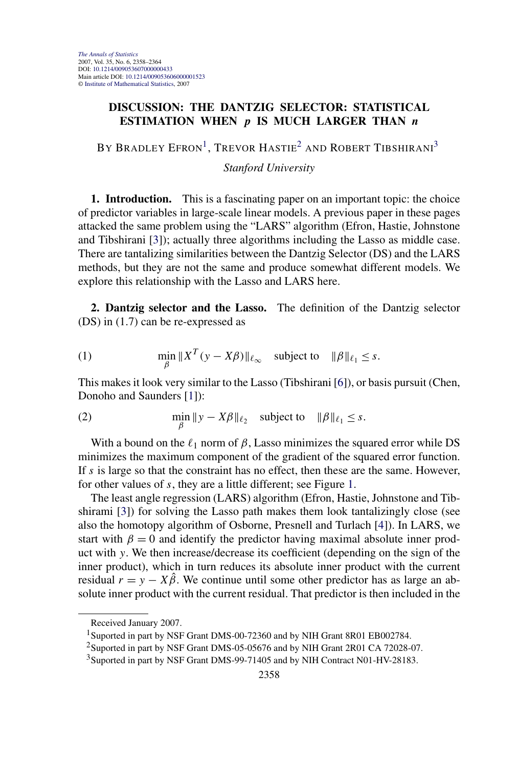# DISCUSSION: THE DANTZIG SELECTOR: STATISTICAL ESTIMATION WHEN $p$ IS MUCH LARGER THAN $n$

By Bradley Efron[1], Trevor Hastie[2] and Robert Tibshirani[3]

*Stanford University*

**1. Introduction.** This is a fascinating paper on an important topic: the choice of predictor variables in large-scale linear models. A previous paper in these pages attacked the same problem using the "LARS" algorithm (Efron, Hastie, Johnstone and Tibshirani [3]); actually three algorithms including the Lasso as middle case. There are tantalizing similarities between the Dantzig Selector (DS) and the LARS methods, but they are not the same and produce somewhat different models. We explore this relationship with the Lasso and LARS here.

**2. Dantzig selector and the Lasso.** The definition of the Dantzig selector (DS) in (1.7) can be re-expressed as

$$\min_{\beta} \|X^T(y - X\beta)\|_{\ell_\infty} \quad \text{subject to} \quad \|\beta\|_{\ell_1} \le s. \tag{1}$$

This makes it look very similar to the Lasso (Tibshirani [6]), or basis pursuit (Chen, Donoho and Saunders [1]):

$$\min_{\beta} \|y - X\beta\|_{\ell_2} \quad \text{subject to} \quad \|\beta\|_{\ell_1} \le s. \tag{2}$$

With a bound on the $\ell_1$ norm of $\beta$, Lasso minimizes the squared error while DS minimizes the maximum component of the gradient of the squared error function. If $s$ is large so that the constraint has no effect, then these are the same. However, for other values of $s$, they are a little different; see Figure 1.

The least angle regression (LARS) algorithm (Efron, Hastie, Johnstone and Tibshirani [3]) for solving the Lasso path makes them look tantalizingly close (see also the homotopy algorithm of Osborne, Presnell and Turlach [4]). In LARS, we start with $\beta = 0$ and identify the predictor having maximal absolute inner product with $y$. We then increase/decrease its coefficient (depending on the sign of the inner product), which in turn reduces its absolute inner product with the current residual $r = y - X\hat{\beta}$. We continue until some other predictor has as large an absolute inner product with the current residual. That predictor is then included in the

---

Received January 2007.

[1]Suported in part by NSF Grant DMS-00-72360 and by NIH Grant 8R01 EB002784.

[2]Suported in part by NSF Grant DMS-05-05676 and by NIH Grant 2R01 CA 72028-07.

[3]Suported in part by NSF Grant DMS-99-71405 and by NIH Contract N01-HV-28183.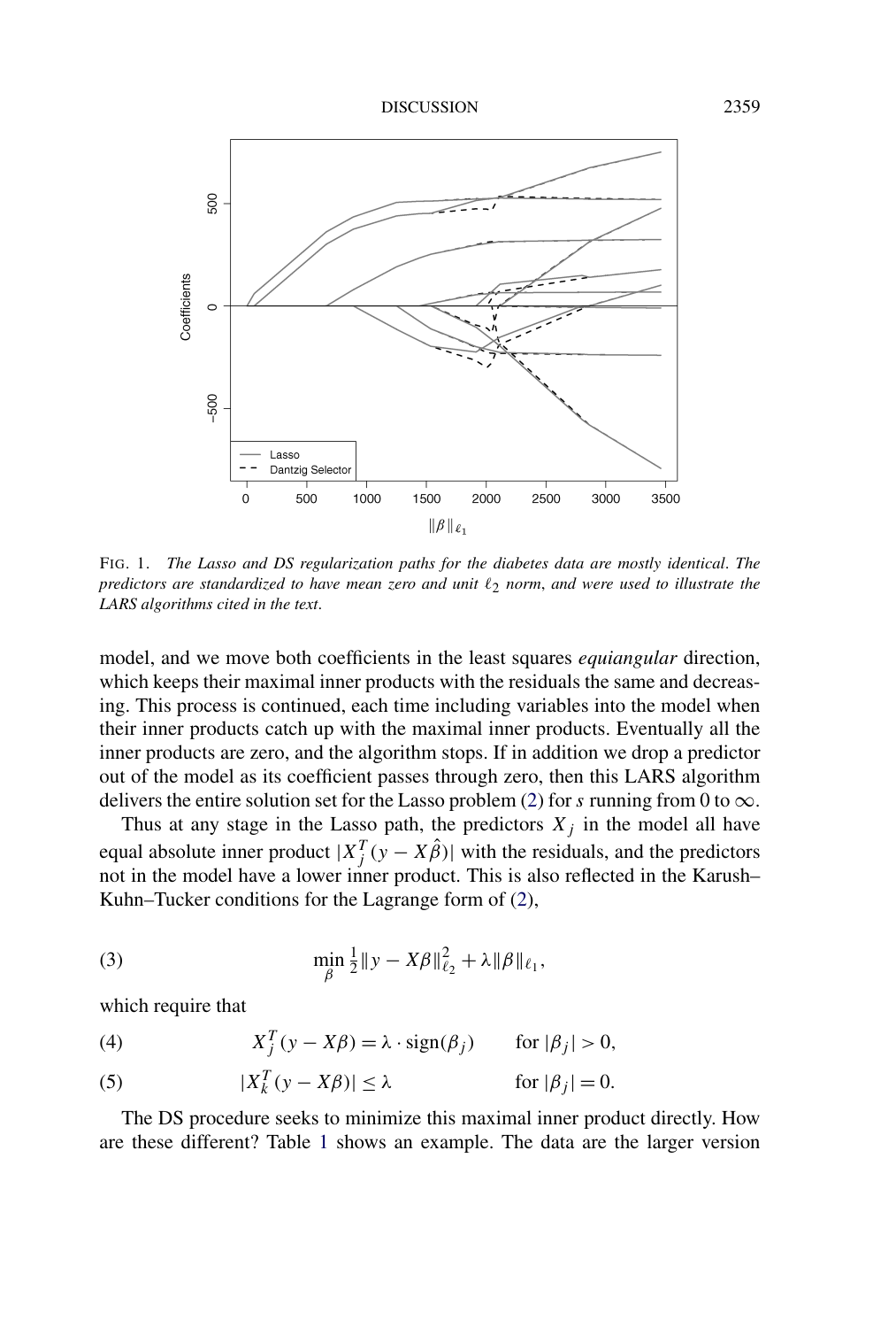FIG. 1. *The Lasso and DS regularization paths for the diabetes data are mostly identical. The predictors are standardized to have mean zero and unit $\ell_2$ norm, and were used to illustrate the LARS algorithms cited in the text.*

model, and we move both coefficients in the least squares *equiangular* direction, which keeps their maximal inner products with the residuals the same and decreasing. This process is continued, each time including variables into the model when their inner products catch up with the maximal inner products. Eventually all the inner products are zero, and the algorithm stops. If in addition we drop a predictor out of the model as its coefficient passes through zero, then this LARS algorithm delivers the entire solution set for the Lasso problem (2) for $s$ running from 0 to $\infty$.

Thus at any stage in the Lasso path, the predictors $X_j$ in the model all have equal absolute inner product $|X_j^T(y - X\hat{\beta})|$ with the residuals, and the predictors not in the model have a lower inner product. This is also reflected in the Karush–Kuhn–Tucker conditions for the Lagrange form of (2),

$$\min_{\beta} \tfrac{1}{2}\|y - X\beta\|_{\ell_2}^2 + \lambda\|\beta\|_{\ell_1}, \tag{3}$$

which require that

$$X_j^T(y - X\beta) = \lambda \cdot \operatorname{sign}(\beta_j) \qquad \text{for } |\beta_j| > 0, \tag{4}$$

$$|X_k^T(y - X\beta)| \le \lambda \qquad \text{for } |\beta_j| = 0. \tag{5}$$

The DS procedure seeks to minimize this maximal inner product directly. How are these different? Table 1 shows an example. The data are the larger version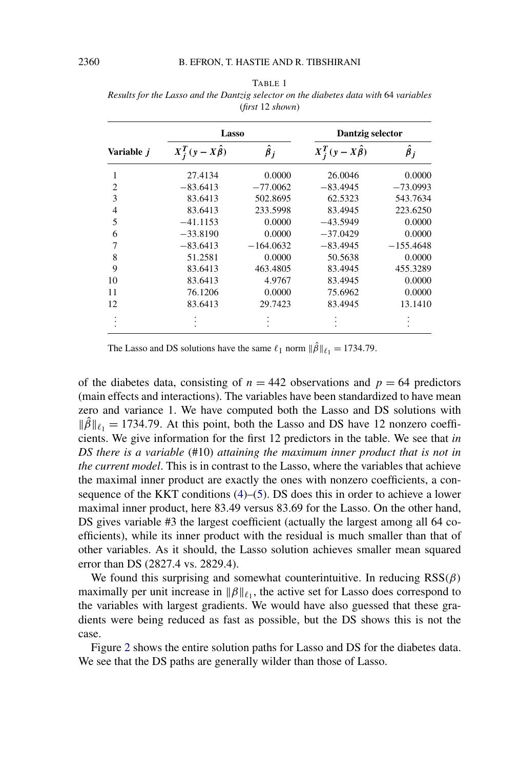TABLE 1

*Results for the Lasso and the Dantzig selector on the diabetes data with 64 variables (first 12 shown)*

| | Lasso | | Dantzig selector | |
|---|---|---|---|---|
| Variable $j$ | $X_j^T(y - X\hat{\beta})$ | $\hat{\beta}_j$ | $X_j^T(y - X\hat{\beta})$ | $\hat{\beta}_j$ |
| 1 | 27.4134 | 0.0000 | 26.0046 | 0.0000 |
| 2 | −83.6413 | −77.0062 | −83.4945 | −73.0993 |
| 3 | 83.6413 | 502.8695 | 62.5323 | 543.7634 |
| 4 | 83.6413 | 233.5998 | 83.4945 | 223.6250 |
| 5 | −41.1153 | 0.0000 | −43.5949 | 0.0000 |
| 6 | −33.8190 | 0.0000 | −37.0429 | 0.0000 |
| 7 | −83.6413 | −164.0632 | −83.4945 | −155.4648 |
| 8 | 51.2581 | 0.0000 | 50.5638 | 0.0000 |
| 9 | 83.6413 | 463.4805 | 83.4945 | 455.3289 |
| 10 | 83.6413 | 4.9767 | 83.4945 | 0.0000 |
| 11 | 76.1206 | 0.0000 | 75.6962 | 0.0000 |
| 12 | 83.6413 | 29.7423 | 83.4945 | 13.1410 |
| ⋮ | ⋮ | ⋮ | ⋮ | ⋮ |

The Lasso and DS solutions have the same $\ell_1$ norm $\|\hat{\beta}\|_{\ell_1} = 1734.79$.

of the diabetes data, consisting of $n = 442$ observations and $p = 64$ predictors (main effects and interactions). The variables have been standardized to have mean zero and variance 1. We have computed both the Lasso and DS solutions with $\|\hat{\beta}\|_{\ell_1} = 1734.79$. At this point, both the Lasso and DS have 12 nonzero coefficients. We give information for the first 12 predictors in the table. We see that *in DS there is a variable* (#10) *attaining the maximum inner product that is not in the current model*. This is in contrast to the Lasso, where the variables that achieve the maximal inner product are exactly the ones with nonzero coefficients, a consequence of the KKT conditions (4)–(5). DS does this in order to achieve a lower maximal inner product, here 83.49 versus 83.69 for the Lasso. On the other hand, DS gives variable #3 the largest coefficient (actually the largest among all 64 coefficients), while its inner product with the residual is much smaller than that of other variables. As it should, the Lasso solution achieves smaller mean squared error than DS (2827.4 vs. 2829.4).

We found this surprising and somewhat counterintuitive. In reducing $\mathrm{RSS}(\beta)$ maximally per unit increase in $\|\beta\|_{\ell_1}$, the active set for Lasso does correspond to the variables with largest gradients. We would have also guessed that these gradients were being reduced as fast as possible, but the DS shows this is not the case.

Figure 2 shows the entire solution paths for Lasso and DS for the diabetes data. We see that the DS paths are generally wilder than those of Lasso.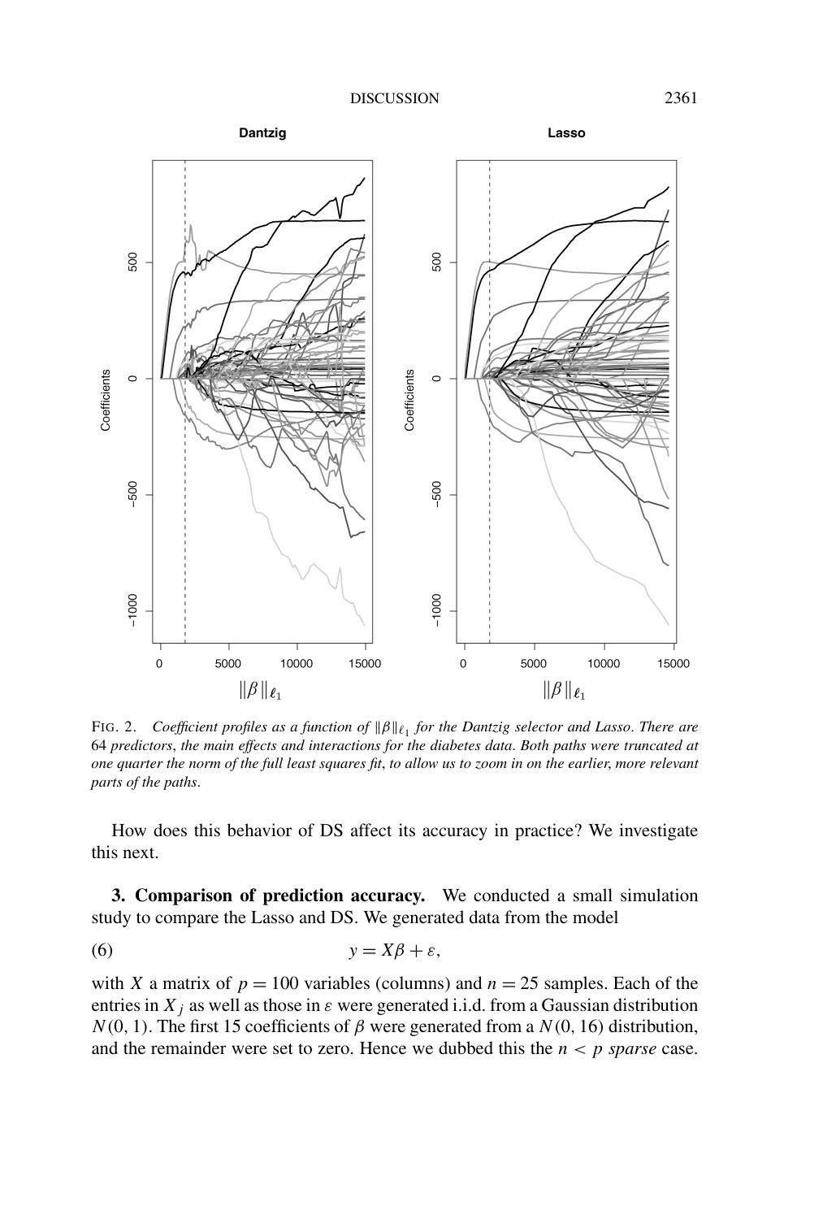FIG. 2. *Coefficient profiles as a function of $\|\beta\|_{\ell_1}$ for the Dantzig selector and Lasso. There are* 64 *predictors, the main effects and interactions for the diabetes data. Both paths were truncated at one quarter the norm of the full least squares fit, to allow us to zoom in on the earlier, more relevant parts of the paths.*

How does this behavior of DS affect its accuracy in practice? We investigate this next.

**3. Comparison of prediction accuracy.** We conducted a small simulation study to compare the Lasso and DS. We generated data from the model

$$y = X\beta + \varepsilon, \tag{6}$$

with $X$ a matrix of $p = 100$ variables (columns) and $n = 25$ samples. Each of the entries in $X_j$ as well as those in $\varepsilon$ were generated i.i.d. from a Gaussian distribution $N(0, 1)$. The first 15 coefficients of $\beta$ were generated from a $N(0, 16)$ distribution, and the remainder were set to zero. Hence we dubbed this the *$n < p$ sparse* case.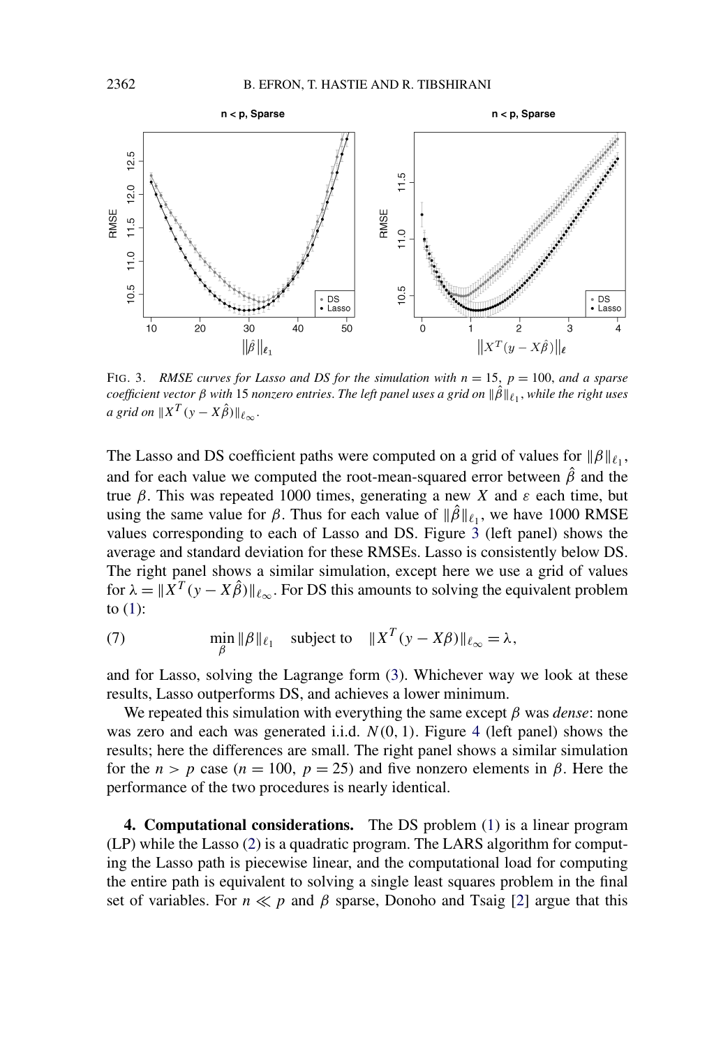FIG. 3. *RMSE curves for Lasso and DS for the simulation with $n = 15$, $p = 100$, and a sparse coefficient vector $\beta$ with 15 nonzero entries. The left panel uses a grid on $\|\hat{\beta}\|_{\ell_1}$, while the right uses a grid on $\|X^T(y - X\hat{\beta})\|_{\ell_\infty}$.*

The Lasso and DS coefficient paths were computed on a grid of values for $\|\beta\|_{\ell_1}$, and for each value we computed the root-mean-squared error between $\hat{\beta}$ and the true $\beta$. This was repeated 1000 times, generating a new $X$ and $\varepsilon$ each time, but using the same value for $\beta$. Thus for each value of $\|\hat{\beta}\|_{\ell_1}$, we have 1000 RMSE values corresponding to each of Lasso and DS. Figure 3 (left panel) shows the average and standard deviation for these RMSEs. Lasso is consistently below DS. The right panel shows a similar simulation, except here we use a grid of values for $\lambda = \|X^T(y - X\hat{\beta})\|_{\ell_\infty}$. For DS this amounts to solving the equivalent problem to (1):

$$\min_{\beta} \|\beta\|_{\ell_1} \quad \text{subject to} \quad \|X^T(y - X\beta)\|_{\ell_\infty} = \lambda, \tag{7}$$

and for Lasso, solving the Lagrange form (3). Whichever way we look at these results, Lasso outperforms DS, and achieves a lower minimum.

We repeated this simulation with everything the same except $\beta$ was *dense*: none was zero and each was generated i.i.d. $N(0, 1)$. Figure 4 (left panel) shows the results; here the differences are small. The right panel shows a similar simulation for the $n > p$ case ($n = 100$, $p = 25$) and five nonzero elements in $\beta$. Here the performance of the two procedures is nearly identical.

## 4. Computational considerations.

The DS problem (1) is a linear program (LP) while the Lasso (2) is a quadratic program. The LARS algorithm for computing the Lasso path is piecewise linear, and the computational load for computing the entire path is equivalent to solving a single least squares problem in the final set of variables. For $n \ll p$ and $\beta$ sparse, Donoho and Tsaig [2] argue that this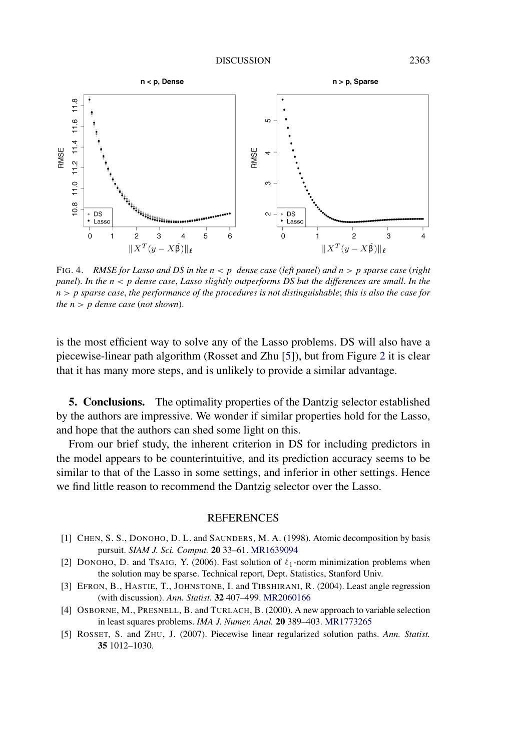FIG. 4. *RMSE for Lasso and DS in the $n < p$ dense case* (*left panel*) *and $n > p$ sparse case* (*right panel*). *In the $n < p$ dense case*, *Lasso slightly outperforms DS but the differences are small*. *In the $n > p$ sparse case*, *the performance of the procedures is not distinguishable*; *this is also the case for the $n > p$ dense case* (*not shown*).

is the most efficient way to solve any of the Lasso problems. DS will also have a piecewise-linear path algorithm (Rosset and Zhu [5]), but from Figure 2 it is clear that it has many more steps, and is unlikely to provide a similar advantage.

**5. Conclusions.** The optimality properties of the Dantzig selector established by the authors are impressive. We wonder if similar properties hold for the Lasso, and hope that the authors can shed some light on this.

From our brief study, the inherent criterion in DS for including predictors in the model appears to be counterintuitive, and its prediction accuracy seems to be similar to that of the Lasso in some settings, and inferior in other settings. Hence we find little reason to recommend the Dantzig selector over the Lasso.

## REFERENCES

[1] CHEN, S. S., DONOHO, D. L. and SAUNDERS, M. A. (1998). Atomic decomposition by basis pursuit. *SIAM J. Sci. Comput.* **20** 33–61. MR1639094

[2] DONOHO, D. and TSAIG, Y. (2006). Fast solution of $\ell_1$-norm minimization problems when the solution may be sparse. Technical report, Dept. Statistics, Stanford Univ.

[3] EFRON, B., HASTIE, T., JOHNSTONE, I. and TIBSHIRANI, R. (2004). Least angle regression (with discussion). *Ann. Statist.* **32** 407–499. MR2060166

[4] OSBORNE, M., PRESNELL, B. and TURLACH, B. (2000). A new approach to variable selection in least squares problems. *IMA J. Numer. Anal.* **20** 389–403. MR1773265

[5] ROSSET, S. and ZHU, J. (2007). Piecewise linear regularized solution paths. *Ann. Statist.* **35** 1012–1030.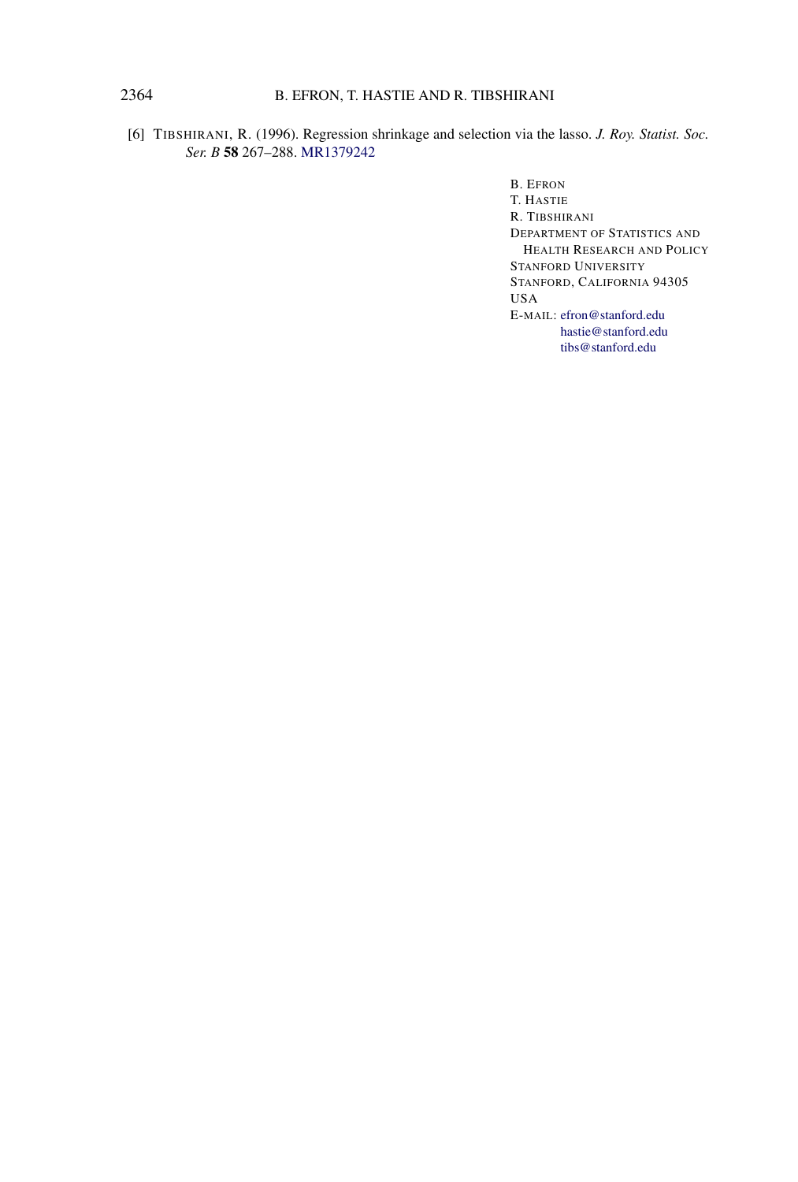[6] TIBSHIRANI, R. (1996). Regression shrinkage and selection via the lasso. *J. Roy. Statist. Soc. Ser. B* **58** 267–288. MR1379242

B. EFRON
T. HASTIE
R. TIBSHIRANI
DEPARTMENT OF STATISTICS AND
HEALTH RESEARCH AND POLICY
STANFORD UNIVERSITY
STANFORD, CALIFORNIA 94305
USA
E-MAIL: efron@stanford.edu
hastie@stanford.edu
tibs@stanford.edu